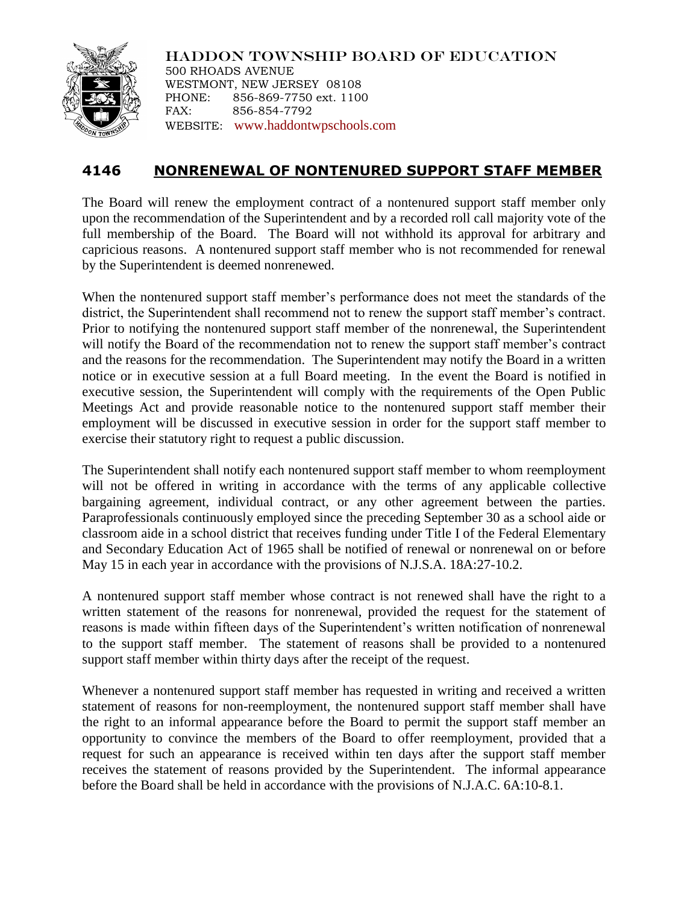HADDON TOWNSHIP BOARD OF EDUCATION
500 RHOADS AVENUE
WESTMONT, NEW JERSEY 08108
PHONE: 856-869-7750 ext. 1100
FAX: 856-854-7792
WEBSITE: www.haddontwpschools.com

## 4146 NONRENEWAL OF NONTENURED SUPPORT STAFF MEMBER

The Board will renew the employment contract of a nontenured support staff member only upon the recommendation of the Superintendent and by a recorded roll call majority vote of the full membership of the Board. The Board will not withhold its approval for arbitrary and capricious reasons. A nontenured support staff member who is not recommended for renewal by the Superintendent is deemed nonrenewed.

When the nontenured support staff member's performance does not meet the standards of the district, the Superintendent shall recommend not to renew the support staff member's contract. Prior to notifying the nontenured support staff member of the nonrenewal, the Superintendent will notify the Board of the recommendation not to renew the support staff member's contract and the reasons for the recommendation. The Superintendent may notify the Board in a written notice or in executive session at a full Board meeting. In the event the Board is notified in executive session, the Superintendent will comply with the requirements of the Open Public Meetings Act and provide reasonable notice to the nontenured support staff member their employment will be discussed in executive session in order for the support staff member to exercise their statutory right to request a public discussion.

The Superintendent shall notify each nontenured support staff member to whom reemployment will not be offered in writing in accordance with the terms of any applicable collective bargaining agreement, individual contract, or any other agreement between the parties. Paraprofessionals continuously employed since the preceding September 30 as a school aide or classroom aide in a school district that receives funding under Title I of the Federal Elementary and Secondary Education Act of 1965 shall be notified of renewal or nonrenewal on or before May 15 in each year in accordance with the provisions of N.J.S.A. 18A:27-10.2.

A nontenured support staff member whose contract is not renewed shall have the right to a written statement of the reasons for nonrenewal, provided the request for the statement of reasons is made within fifteen days of the Superintendent's written notification of nonrenewal to the support staff member. The statement of reasons shall be provided to a nontenured support staff member within thirty days after the receipt of the request.

Whenever a nontenured support staff member has requested in writing and received a written statement of reasons for non-reemployment, the nontenured support staff member shall have the right to an informal appearance before the Board to permit the support staff member an opportunity to convince the members of the Board to offer reemployment, provided that a request for such an appearance is received within ten days after the support staff member receives the statement of reasons provided by the Superintendent. The informal appearance before the Board shall be held in accordance with the provisions of N.J.A.C. 6A:10-8.1.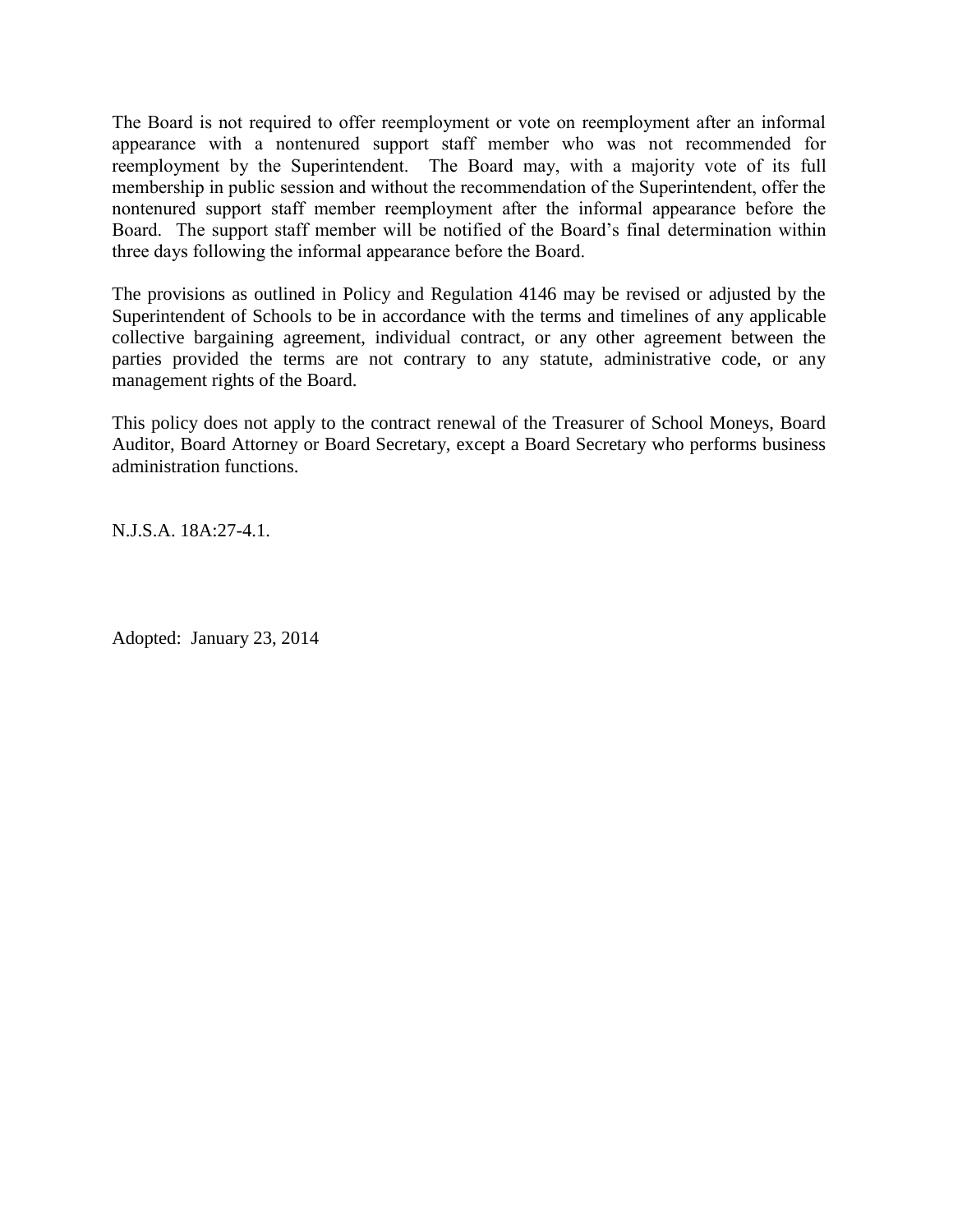The Board is not required to offer reemployment or vote on reemployment after an informal appearance with a nontenured support staff member who was not recommended for reemployment by the Superintendent. The Board may, with a majority vote of its full membership in public session and without the recommendation of the Superintendent, offer the nontenured support staff member reemployment after the informal appearance before the Board. The support staff member will be notified of the Board's final determination within three days following the informal appearance before the Board.

The provisions as outlined in Policy and Regulation 4146 may be revised or adjusted by the Superintendent of Schools to be in accordance with the terms and timelines of any applicable collective bargaining agreement, individual contract, or any other agreement between the parties provided the terms are not contrary to any statute, administrative code, or any management rights of the Board.

This policy does not apply to the contract renewal of the Treasurer of School Moneys, Board Auditor, Board Attorney or Board Secretary, except a Board Secretary who performs business administration functions.

N.J.S.A. 18A:27-4.1.

Adopted: January 23, 2014